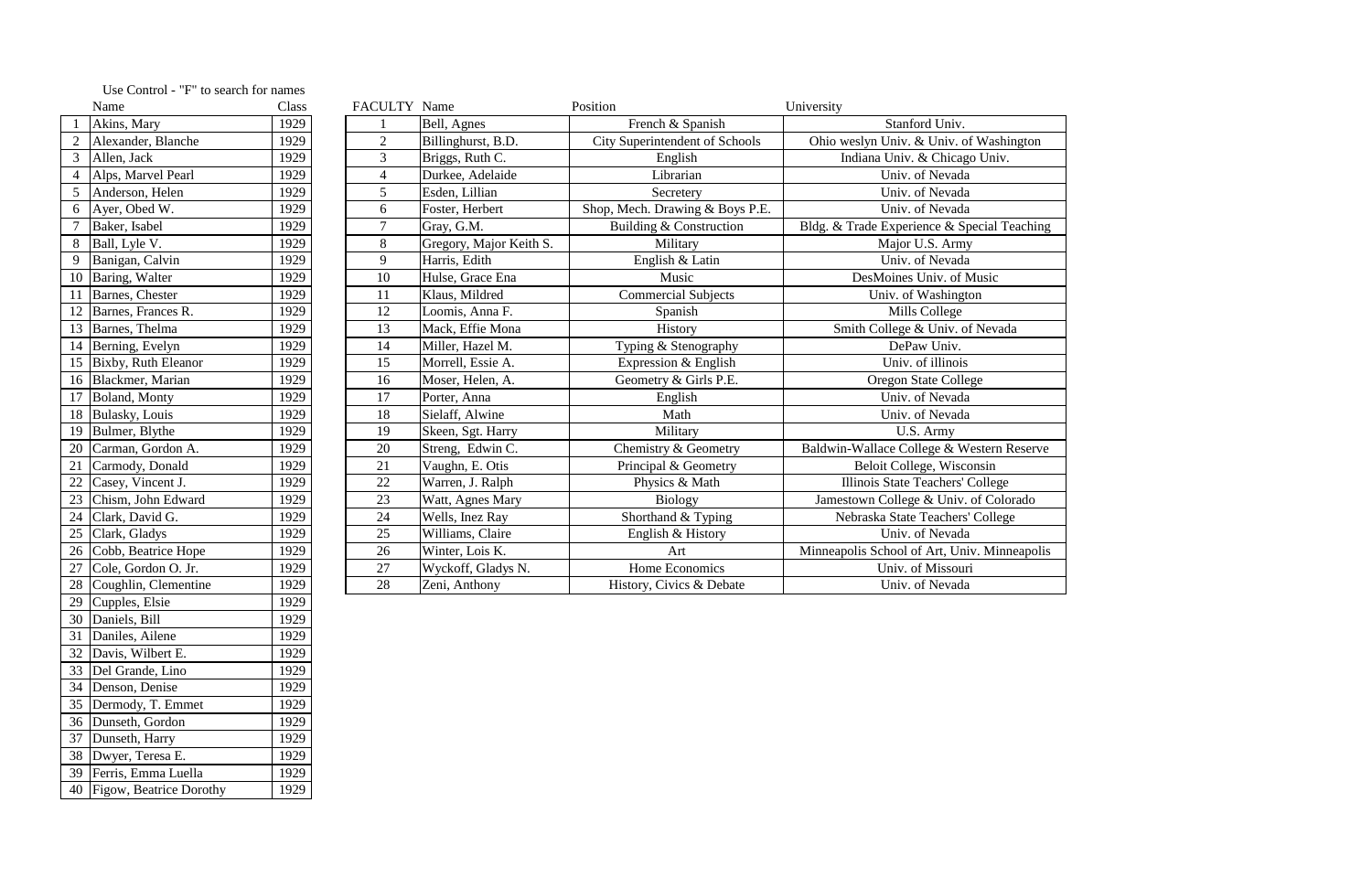Use Control - "F" to search for names

| | Name | Class |
|---|---|---|
| 1 | Akins, Mary | 1929 |
| 2 | Alexander, Blanche | 1929 |
| 3 | Allen, Jack | 1929 |
| 4 | Alps, Marvel Pearl | 1929 |
| 5 | Anderson, Helen | 1929 |
| 6 | Ayer, Obed W. | 1929 |
| 7 | Baker, Isabel | 1929 |
| 8 | Ball, Lyle V. | 1929 |
| 9 | Banigan, Calvin | 1929 |
| 10 | Baring, Walter | 1929 |
| 11 | Barnes, Chester | 1929 |
| 12 | Barnes, Frances R. | 1929 |
| 13 | Barnes, Thelma | 1929 |
| 14 | Berning, Evelyn | 1929 |
| 15 | Bixby, Ruth Eleanor | 1929 |
| 16 | Blackmer, Marian | 1929 |
| 17 | Boland, Monty | 1929 |
| 18 | Bulasky, Louis | 1929 |
| 19 | Bulmer, Blythe | 1929 |
| 20 | Carman, Gordon A. | 1929 |
| 21 | Carmody, Donald | 1929 |
| 22 | Casey, Vincent J. | 1929 |
| 23 | Chism, John Edward | 1929 |
| 24 | Clark, David G. | 1929 |
| 25 | Clark, Gladys | 1929 |
| 26 | Cobb, Beatrice Hope | 1929 |
| 27 | Cole, Gordon O. Jr. | 1929 |
| 28 | Coughlin, Clementine | 1929 |
| 29 | Cupples, Elsie | 1929 |
| 30 | Daniels, Bill | 1929 |
| 31 | Daniles, Ailene | 1929 |
| 32 | Davis, Wilbert E. | 1929 |
| 33 | Del Grande, Lino | 1929 |
| 34 | Denson, Denise | 1929 |
| 35 | Dermody, T. Emmet | 1929 |
| 36 | Dunseth, Gordon | 1929 |
| 37 | Dunseth, Harry | 1929 |
| 38 | Dwyer, Teresa E. | 1929 |
| 39 | Ferris, Emma Luella | 1929 |
| 40 | Figow, Beatrice Dorothy | 1929 |

| FACULTY | Name | Position | University |
|---|---|---|---|
| 1 | Bell, Agnes | French & Spanish | Stanford Univ. |
| 2 | Billinghurst, B.D. | City Superintendent of Schools | Ohio weslyn Univ. & Univ. of Washington |
| 3 | Briggs, Ruth C. | English | Indiana Univ. & Chicago Univ. |
| 4 | Durkee, Adelaide | Librarian | Univ. of Nevada |
| 5 | Esden, Lillian | Secretery | Univ. of Nevada |
| 6 | Foster, Herbert | Shop, Mech. Drawing & Boys P.E. | Univ. of Nevada |
| 7 | Gray, G.M. | Building & Construction | Bldg. & Trade Experience & Special Teaching |
| 8 | Gregory, Major Keith S. | Military | Major U.S. Army |
| 9 | Harris, Edith | English & Latin | Univ. of Nevada |
| 10 | Hulse, Grace Ena | Music | DesMoines Univ. of Music |
| 11 | Klaus, Mildred | Commercial Subjects | Univ. of Washington |
| 12 | Loomis, Anna F. | Spanish | Mills College |
| 13 | Mack, Effie Mona | History | Smith College & Univ. of Nevada |
| 14 | Miller, Hazel M. | Typing & Stenography | DePaw Univ. |
| 15 | Morrell, Essie A. | Expression & English | Univ. of illinois |
| 16 | Moser, Helen, A. | Geometry & Girls P.E. | Oregon State College |
| 17 | Porter, Anna | English | Univ. of Nevada |
| 18 | Sielaff, Alwine | Math | Univ. of Nevada |
| 19 | Skeen, Sgt. Harry | Military | U.S. Army |
| 20 | Streng, Edwin C. | Chemistry & Geometry | Baldwin-Wallace College & Western Reserve |
| 21 | Vaughn, E. Otis | Principal & Geometry | Beloit College, Wisconsin |
| 22 | Warren, J. Ralph | Physics & Math | Illinois State Teachers' College |
| 23 | Watt, Agnes Mary | Biology | Jamestown College & Univ. of Colorado |
| 24 | Wells, Inez Ray | Shorthand & Typing | Nebraska State Teachers' College |
| 25 | Williams, Claire | English & History | Univ. of Nevada |
| 26 | Winter, Lois K. | Art | Minneapolis School of Art, Univ. Minneapolis |
| 27 | Wyckoff, Gladys N. | Home Economics | Univ. of Missouri |
| 28 | Zeni, Anthony | History, Civics & Debate | Univ. of Nevada |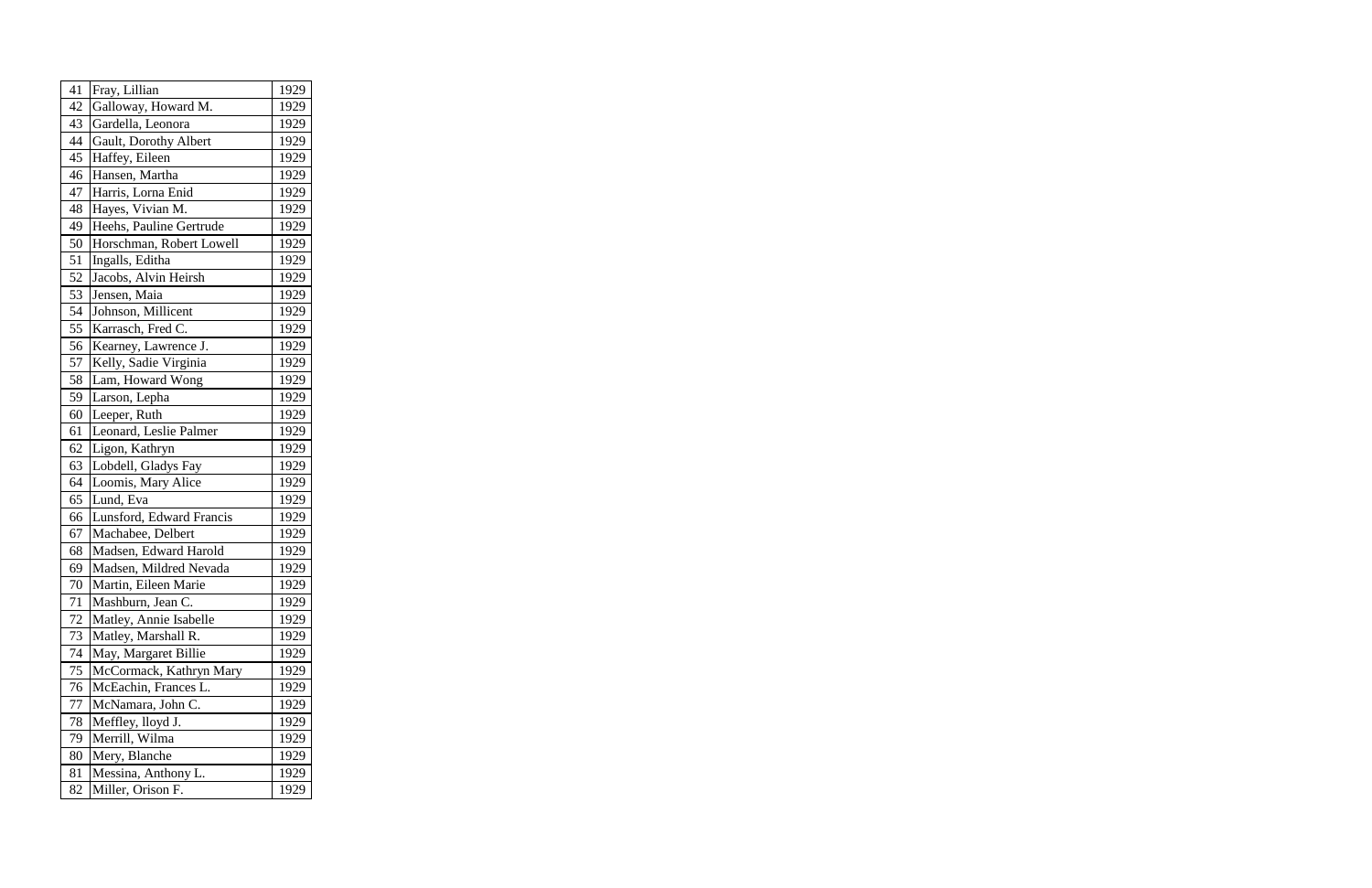| 41 | Fray, Lillian | 1929 |
|---|---|---|
| 42 | Galloway, Howard M. | 1929 |
| 43 | Gardella, Leonora | 1929 |
| 44 | Gault, Dorothy Albert | 1929 |
| 45 | Haffey, Eileen | 1929 |
| 46 | Hansen, Martha | 1929 |
| 47 | Harris, Lorna Enid | 1929 |
| 48 | Hayes, Vivian M. | 1929 |
| 49 | Heehs, Pauline Gertrude | 1929 |
| 50 | Horschman, Robert Lowell | 1929 |
| 51 | Ingalls, Editha | 1929 |
| 52 | Jacobs, Alvin Heirsh | 1929 |
| 53 | Jensen, Maia | 1929 |
| 54 | Johnson, Millicent | 1929 |
| 55 | Karrasch, Fred C. | 1929 |
| 56 | Kearney, Lawrence J. | 1929 |
| 57 | Kelly, Sadie Virginia | 1929 |
| 58 | Lam, Howard Wong | 1929 |
| 59 | Larson, Lepha | 1929 |
| 60 | Leeper, Ruth | 1929 |
| 61 | Leonard, Leslie Palmer | 1929 |
| 62 | Ligon, Kathryn | 1929 |
| 63 | Lobdell, Gladys Fay | 1929 |
| 64 | Loomis, Mary Alice | 1929 |
| 65 | Lund, Eva | 1929 |
| 66 | Lunsford, Edward Francis | 1929 |
| 67 | Machabee, Delbert | 1929 |
| 68 | Madsen, Edward Harold | 1929 |
| 69 | Madsen, Mildred Nevada | 1929 |
| 70 | Martin, Eileen Marie | 1929 |
| 71 | Mashburn, Jean C. | 1929 |
| 72 | Matley, Annie Isabelle | 1929 |
| 73 | Matley, Marshall R. | 1929 |
| 74 | May, Margaret Billie | 1929 |
| 75 | McCormack, Kathryn Mary | 1929 |
| 76 | McEachin, Frances L. | 1929 |
| 77 | McNamara, John C. | 1929 |
| 78 | Meffley, lloyd J. | 1929 |
| 79 | Merrill, Wilma | 1929 |
| 80 | Mery, Blanche | 1929 |
| 81 | Messina, Anthony L. | 1929 |
| 82 | Miller, Orison F. | 1929 |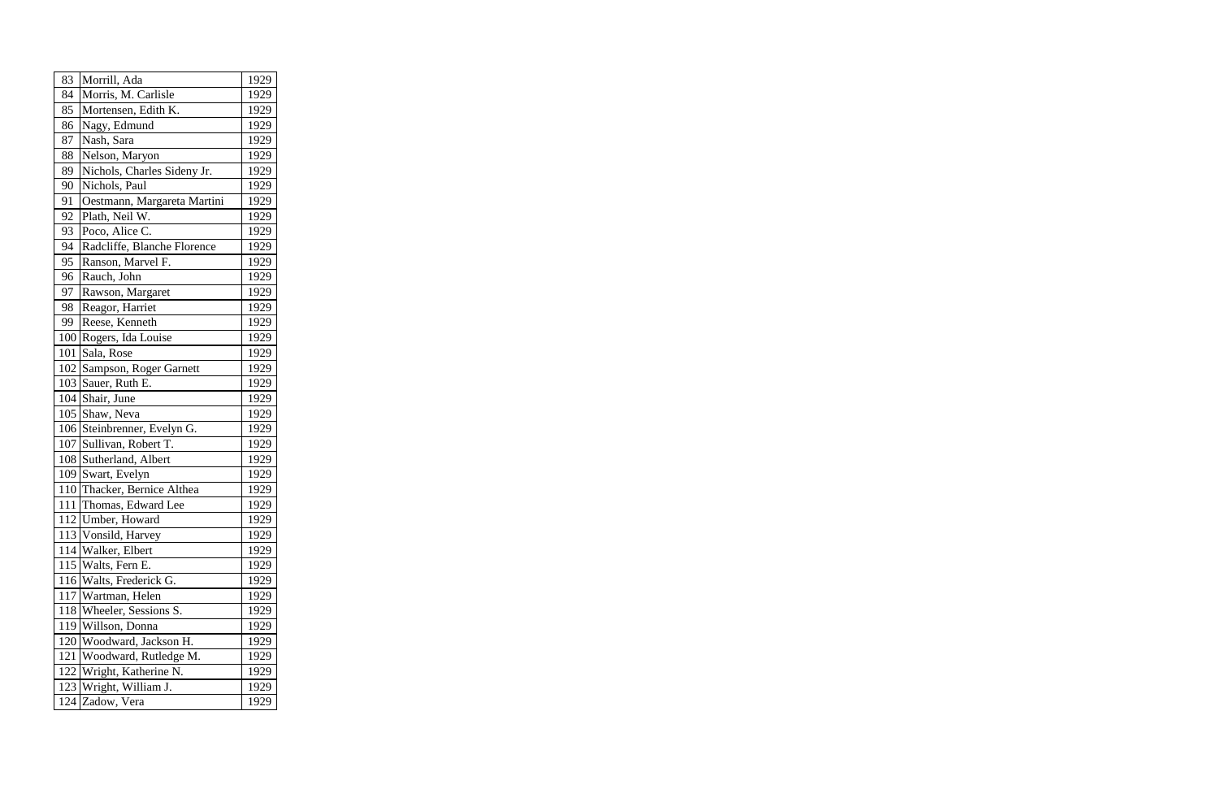| | | |
|---|---|---|
| 83 | Morrill, Ada | 1929 |
| 84 | Morris, M. Carlisle | 1929 |
| 85 | Mortensen, Edith K. | 1929 |
| 86 | Nagy, Edmund | 1929 |
| 87 | Nash, Sara | 1929 |
| 88 | Nelson, Maryon | 1929 |
| 89 | Nichols, Charles Sideny Jr. | 1929 |
| 90 | Nichols, Paul | 1929 |
| 91 | Oestmann, Margareta Martini | 1929 |
| 92 | Plath, Neil W. | 1929 |
| 93 | Poco, Alice C. | 1929 |
| 94 | Radcliffe, Blanche Florence | 1929 |
| 95 | Ranson, Marvel F. | 1929 |
| 96 | Rauch, John | 1929 |
| 97 | Rawson, Margaret | 1929 |
| 98 | Reagor, Harriet | 1929 |
| 99 | Reese, Kenneth | 1929 |
| 100 | Rogers, Ida Louise | 1929 |
| 101 | Sala, Rose | 1929 |
| 102 | Sampson, Roger Garnett | 1929 |
| 103 | Sauer, Ruth E. | 1929 |
| 104 | Shair, June | 1929 |
| 105 | Shaw, Neva | 1929 |
| 106 | Steinbrenner, Evelyn G. | 1929 |
| 107 | Sullivan, Robert T. | 1929 |
| 108 | Sutherland, Albert | 1929 |
| 109 | Swart, Evelyn | 1929 |
| 110 | Thacker, Bernice Althea | 1929 |
| 111 | Thomas, Edward Lee | 1929 |
| 112 | Umber, Howard | 1929 |
| 113 | Vonsild, Harvey | 1929 |
| 114 | Walker, Elbert | 1929 |
| 115 | Walts, Fern E. | 1929 |
| 116 | Walts, Frederick G. | 1929 |
| 117 | Wartman, Helen | 1929 |
| 118 | Wheeler, Sessions S. | 1929 |
| 119 | Willson, Donna | 1929 |
| 120 | Woodward, Jackson H. | 1929 |
| 121 | Woodward, Rutledge M. | 1929 |
| 122 | Wright, Katherine N. | 1929 |
| 123 | Wright, William J. | 1929 |
| 124 | Zadow, Vera | 1929 |